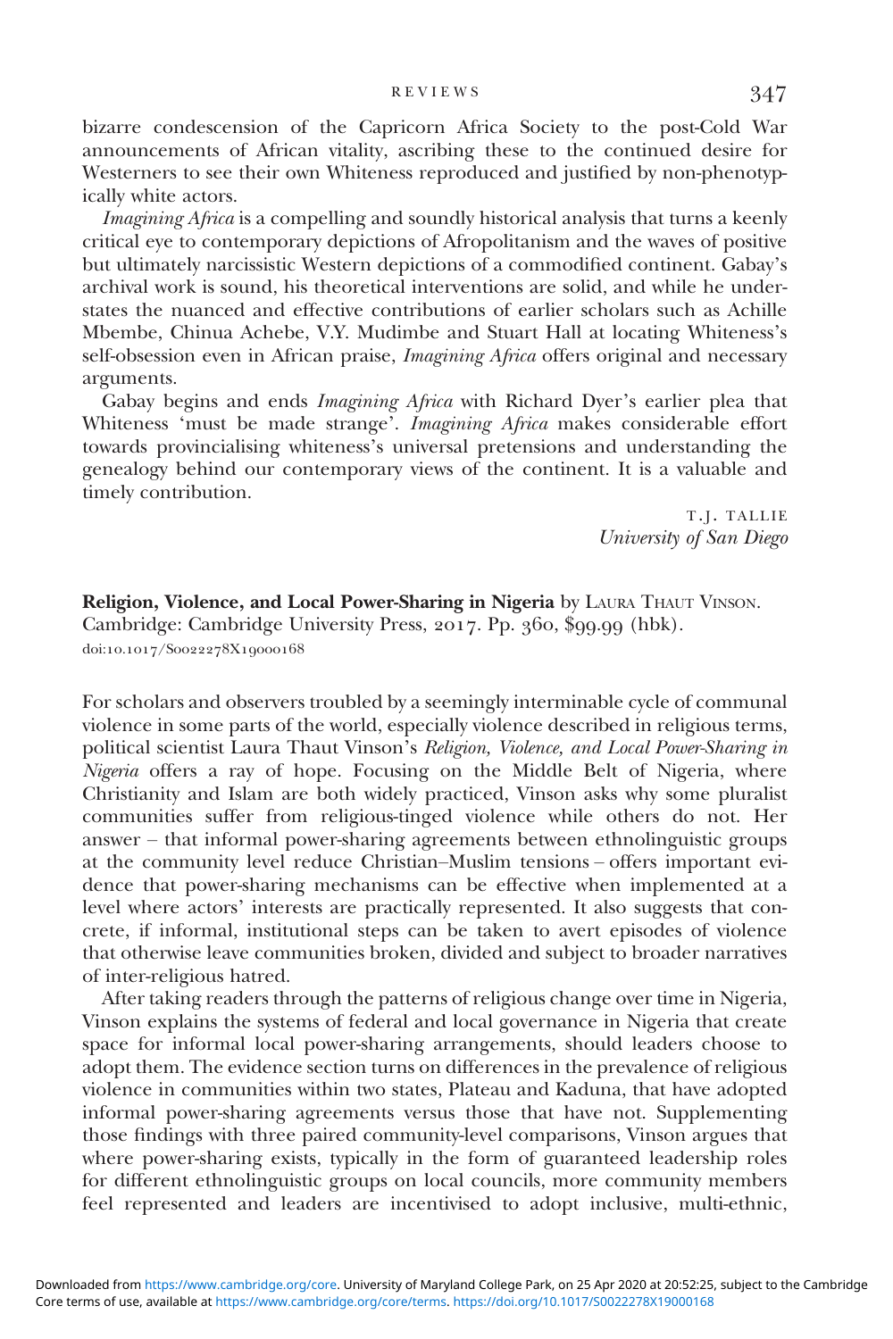bizarre condescension of the Capricorn Africa Society to the post-Cold War announcements of African vitality, ascribing these to the continued desire for Westerners to see their own Whiteness reproduced and justified by non-phenotypically white actors.

*Imagining Africa* is a compelling and soundly historical analysis that turns a keenly critical eye to contemporary depictions of Afropolitanism and the waves of positive but ultimately narcissistic Western depictions of a commodified continent. Gabay's archival work is sound, his theoretical interventions are solid, and while he understates the nuanced and effective contributions of earlier scholars such as Achille Mbembe, Chinua Achebe, V.Y. Mudimbe and Stuart Hall at locating Whiteness's self-obsession even in African praise, *Imagining Africa* offers original and necessary arguments.

Gabay begins and ends *Imagining Africa* with Richard Dyer's earlier plea that Whiteness 'must be made strange'. *Imagining Africa* makes considerable effort towards provincialising whiteness's universal pretensions and understanding the genealogy behind our contemporary views of the continent. It is a valuable and timely contribution.

T.J. TALLIE
*University of San Diego*

**Religion, Violence, and Local Power-Sharing in Nigeria** by LAURA THAUT VINSON. Cambridge: Cambridge University Press, 2017. Pp. 360, $99.99 (hbk).
doi:10.1017/S0022278X19000168

For scholars and observers troubled by a seemingly interminable cycle of communal violence in some parts of the world, especially violence described in religious terms, political scientist Laura Thaut Vinson's *Religion, Violence, and Local Power-Sharing in Nigeria* offers a ray of hope. Focusing on the Middle Belt of Nigeria, where Christianity and Islam are both widely practiced, Vinson asks why some pluralist communities suffer from religious-tinged violence while others do not. Her answer – that informal power-sharing agreements between ethnolinguistic groups at the community level reduce Christian–Muslim tensions – offers important evidence that power-sharing mechanisms can be effective when implemented at a level where actors' interests are practically represented. It also suggests that concrete, if informal, institutional steps can be taken to avert episodes of violence that otherwise leave communities broken, divided and subject to broader narratives of inter-religious hatred.

After taking readers through the patterns of religious change over time in Nigeria, Vinson explains the systems of federal and local governance in Nigeria that create space for informal local power-sharing arrangements, should leaders choose to adopt them. The evidence section turns on differences in the prevalence of religious violence in communities within two states, Plateau and Kaduna, that have adopted informal power-sharing agreements versus those that have not. Supplementing those findings with three paired community-level comparisons, Vinson argues that where power-sharing exists, typically in the form of guaranteed leadership roles for different ethnolinguistic groups on local councils, more community members feel represented and leaders are incentivised to adopt inclusive, multi-ethnic,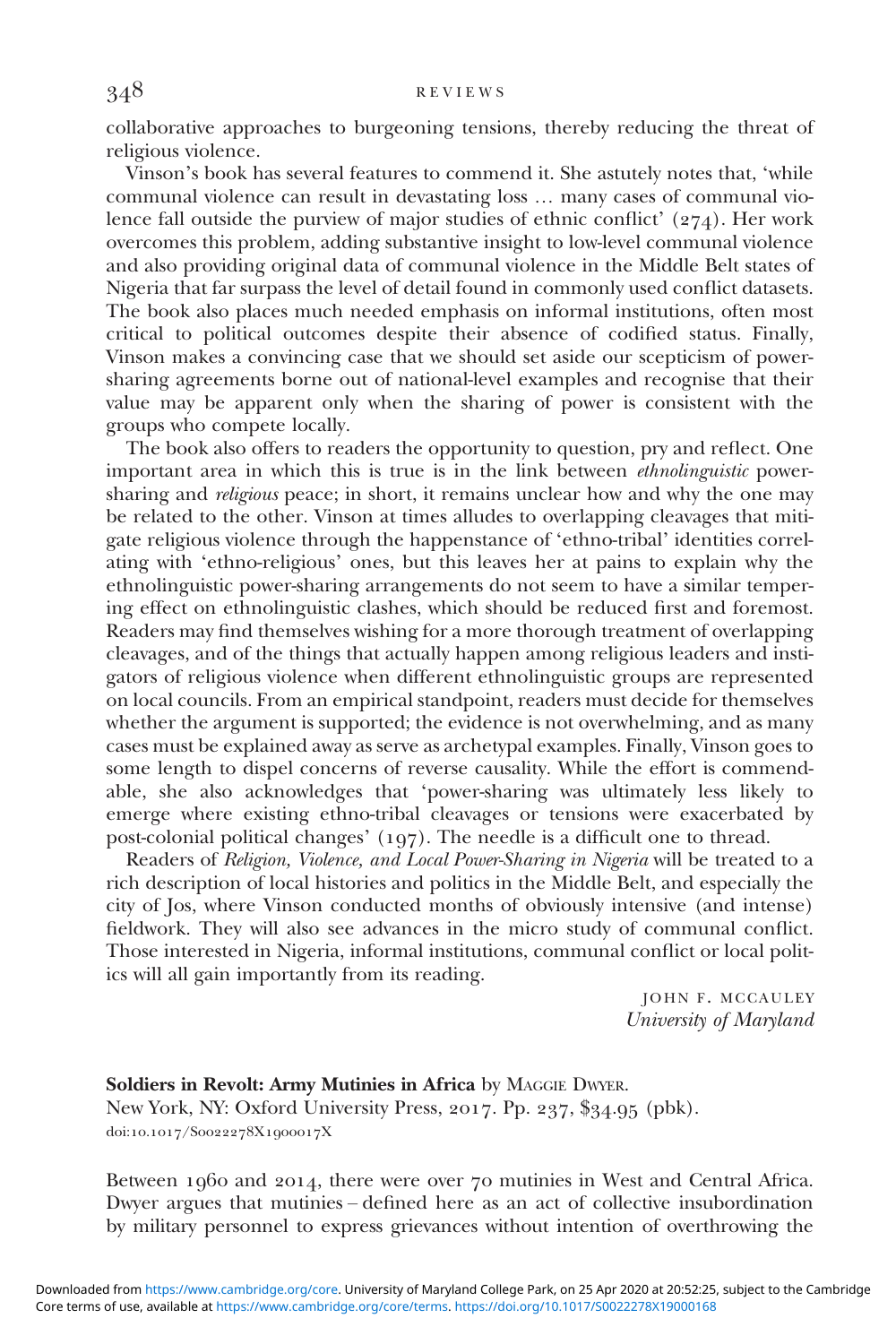collaborative approaches to burgeoning tensions, thereby reducing the threat of religious violence.

Vinson's book has several features to commend it. She astutely notes that, 'while communal violence can result in devastating loss … many cases of communal violence fall outside the purview of major studies of ethnic conflict' (274). Her work overcomes this problem, adding substantive insight to low-level communal violence and also providing original data of communal violence in the Middle Belt states of Nigeria that far surpass the level of detail found in commonly used conflict datasets. The book also places much needed emphasis on informal institutions, often most critical to political outcomes despite their absence of codified status. Finally, Vinson makes a convincing case that we should set aside our scepticism of power-sharing agreements borne out of national-level examples and recognise that their value may be apparent only when the sharing of power is consistent with the groups who compete locally.

The book also offers to readers the opportunity to question, pry and reflect. One important area in which this is true is in the link between *ethnolinguistic* power-sharing and *religious* peace; in short, it remains unclear how and why the one may be related to the other. Vinson at times alludes to overlapping cleavages that mitigate religious violence through the happenstance of 'ethno-tribal' identities correlating with 'ethno-religious' ones, but this leaves her at pains to explain why the ethnolinguistic power-sharing arrangements do not seem to have a similar tempering effect on ethnolinguistic clashes, which should be reduced first and foremost. Readers may find themselves wishing for a more thorough treatment of overlapping cleavages, and of the things that actually happen among religious leaders and instigators of religious violence when different ethnolinguistic groups are represented on local councils. From an empirical standpoint, readers must decide for themselves whether the argument is supported; the evidence is not overwhelming, and as many cases must be explained away as serve as archetypal examples. Finally, Vinson goes to some length to dispel concerns of reverse causality. While the effort is commendable, she also acknowledges that 'power-sharing was ultimately less likely to emerge where existing ethno-tribal cleavages or tensions were exacerbated by post-colonial political changes' (197). The needle is a difficult one to thread.

Readers of *Religion, Violence, and Local Power-Sharing in Nigeria* will be treated to a rich description of local histories and politics in the Middle Belt, and especially the city of Jos, where Vinson conducted months of obviously intensive (and intense) fieldwork. They will also see advances in the micro study of communal conflict. Those interested in Nigeria, informal institutions, communal conflict or local politics will all gain importantly from its reading.

JOHN F. MCCAULEY
*University of Maryland*

**Soldiers in Revolt: Army Mutinies in Africa** by Maggie Dwyer.
New York, NY: Oxford University Press, 2017. Pp. 237, $34.95 (pbk).
doi:10.1017/S0022278X1900017X

Between 1960 and 2014, there were over 70 mutinies in West and Central Africa. Dwyer argues that mutinies – defined here as an act of collective insubordination by military personnel to express grievances without intention of overthrowing the